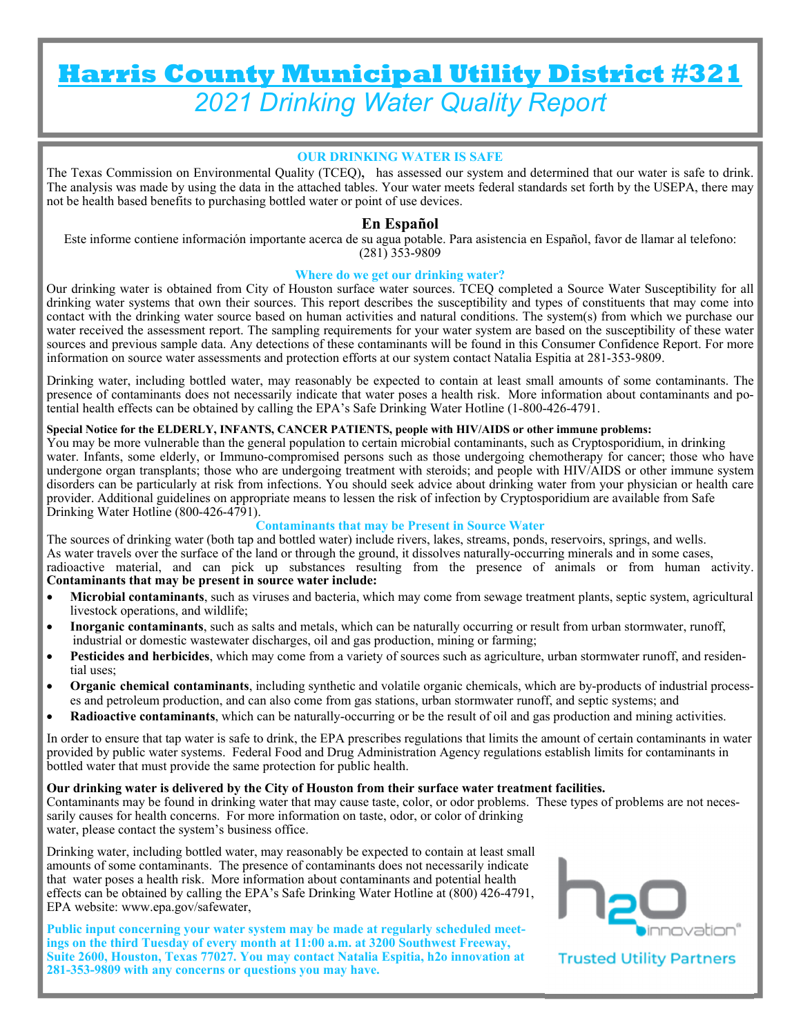# Harris County Municipal Utility District #321

*2021 Drinking Water Quality Report*

### OUR DRINKING WATER IS SAFE

The Texas Commission on Environmental Quality (TCEQ), has assessed our system and determined that our water is safe to drink. The analysis was made by using the data in the attached tables. Your water meets federal standards set forth by the USEPA, there may not be health based benefits to purchasing bottled water or point of use devices.

### En Español

Este informe contiene información importante acerca de su agua potable. Para asistencia en Español, favor de llamar al telefono: (281) 353-9809

### Where do we get our drinking water?

Our drinking water is obtained from City of Houston surface water sources. TCEQ completed a Source Water Susceptibility for all drinking water systems that own their sources. This report describes the susceptibility and types of constituents that may come into contact with the drinking water source based on human activities and natural conditions. The system(s) from which we purchase our water received the assessment report. The sampling requirements for your water system are based on the susceptibility of these water sources and previous sample data. Any detections of these contaminants will be found in this Consumer Confidence Report. For more information on source water assessments and protection efforts at our system contact Natalia Espitia at 281-353-9809.

Drinking water, including bottled water, may reasonably be expected to contain at least small amounts of some contaminants. The presence of contaminants does not necessarily indicate that water poses a health risk. More information about contaminants and potential health effects can be obtained by calling the EPA's Safe Drinking Water Hotline (1-800-426-4791.

**Special Notice for the ELDERLY, INFANTS, CANCER PATIENTS, people with HIV/AIDS or other immune problems:**
You may be more vulnerable than the general population to certain microbial contaminants, such as Cryptosporidium, in drinking water. Infants, some elderly, or Immuno-compromised persons such as those undergoing chemotherapy for cancer; those who have undergone organ transplants; those who are undergoing treatment with steroids; and people with HIV/AIDS or other immune system disorders can be particularly at risk from infections. You should seek advice about drinking water from your physician or health care provider. Additional guidelines on appropriate means to lessen the risk of infection by Cryptosporidium are available from Safe Drinking Water Hotline (800-426-4791).

### Contaminants that may be Present in Source Water

The sources of drinking water (both tap and bottled water) include rivers, lakes, streams, ponds, reservoirs, springs, and wells. As water travels over the surface of the land or through the ground, it dissolves naturally-occurring minerals and in some cases, radioactive material, and can pick up substances resulting from the presence of animals or from human activity.
**Contaminants that may be present in source water include:**

- **Microbial contaminants**, such as viruses and bacteria, which may come from sewage treatment plants, septic system, agricultural livestock operations, and wildlife;
- **Inorganic contaminants**, such as salts and metals, which can be naturally occurring or result from urban stormwater, runoff, industrial or domestic wastewater discharges, oil and gas production, mining or farming;
- **Pesticides and herbicides**, which may come from a variety of sources such as agriculture, urban stormwater runoff, and residential uses;
- **Organic chemical contaminants**, including synthetic and volatile organic chemicals, which are by-products of industrial processes and petroleum production, and can also come from gas stations, urban stormwater runoff, and septic systems; and
- **Radioactive contaminants**, which can be naturally-occurring or be the result of oil and gas production and mining activities.

In order to ensure that tap water is safe to drink, the EPA prescribes regulations that limits the amount of certain contaminants in water provided by public water systems. Federal Food and Drug Administration Agency regulations establish limits for contaminants in bottled water that must provide the same protection for public health.

**Our drinking water is delivered by the City of Houston from their surface water treatment facilities.**
Contaminants may be found in drinking water that may cause taste, color, or odor problems. These types of problems are not necessarily causes for health concerns. For more information on taste, odor, or color of drinking water, please contact the system's business office.

Drinking water, including bottled water, may reasonably be expected to contain at least small amounts of some contaminants. The presence of contaminants does not necessarily indicate that water poses a health risk. More information about contaminants and potential health effects can be obtained by calling the EPA's Safe Drinking Water Hotline at (800) 426-4791, EPA website: www.epa.gov/safewater,

**Public input concerning your water system may be made at regularly scheduled meetings on the third Tuesday of every month at 11:00 a.m. at 3200 Southwest Freeway, Suite 2600, Houston, Texas 77027. You may contact Natalia Espitia, h2o innovation at 281-353-9809 with any concerns or questions you may have.**

h2o innovation® Trusted Utility Partners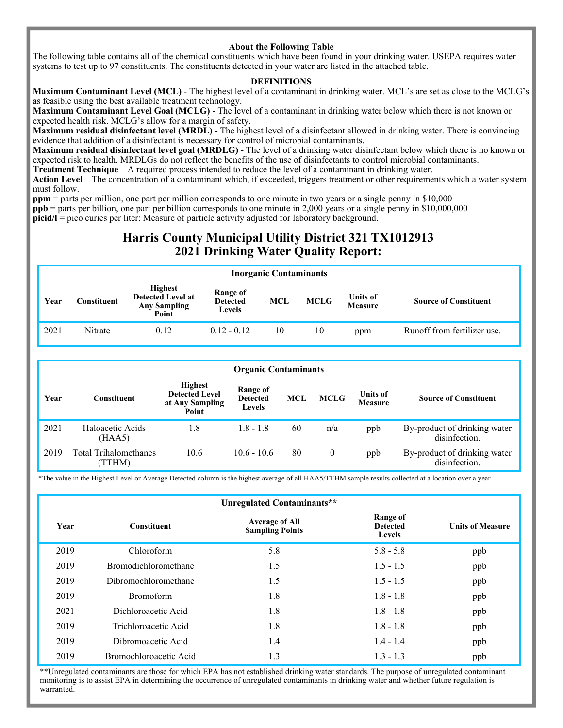**About the Following Table**

The following table contains all of the chemical constituents which have been found in your drinking water. USEPA requires water systems to test up to 97 constituents. The constituents detected in your water are listed in the attached table.

**DEFINITIONS**

**Maximum Contaminant Level (MCL)** - The highest level of a contaminant in drinking water. MCL's are set as close to the MCLG's as feasible using the best available treatment technology.
**Maximum Contaminant Level Goal (MCLG)** - The level of a contaminant in drinking water below which there is not known or expected health risk. MCLG's allow for a margin of safety.
**Maximum residual disinfectant level (MRDL) -** The highest level of a disinfectant allowed in drinking water. There is convincing evidence that addition of a disinfectant is necessary for control of microbial contaminants.
**Maximum residual disinfectant level goal (MRDLG) -** The level of a drinking water disinfectant below which there is no known or expected risk to health. MRDLGs do not reflect the benefits of the use of disinfectants to control microbial contaminants.
**Treatment Technique** – A required process intended to reduce the level of a contaminant in drinking water.
**Action Level** – The concentration of a contaminant which, if exceeded, triggers treatment or other requirements which a water system must follow.
**ppm** = parts per million, one part per million corresponds to one minute in two years or a single penny in $10,000
**ppb** = parts per billion, one part per billion corresponds to one minute in 2,000 years or a single penny in $10,000,000
**picid/l** = pico curies per liter: Measure of particle activity adjusted for laboratory background.

# Harris County Municipal Utility District 321 TX1012913
# 2021 Drinking Water Quality Report:

**Inorganic Contaminants**

| Year | Constituent | Highest Detected Level at Any Sampling Point | Range of Detected Levels | MCL | MCLG | Units of Measure | Source of Constituent |
|---|---|---|---|---|---|---|---|
| 2021 | Nitrate | 0.12 | 0.12 - 0.12 | 10 | 10 | ppm | Runoff from fertilizer use. |

**Organic Contaminants**

| Year | Constituent | Highest Detected Level at Any Sampling Point | Range of Detected Levels | MCL | MCLG | Units of Measure | Source of Constituent |
|---|---|---|---|---|---|---|---|
| 2021 | Haloacetic Acids (HAA5) | 1.8 | 1.8 - 1.8 | 60 | n/a | ppb | By-product of drinking water disinfection. |
| 2019 | Total Trihalomethanes (TTHM) | 10.6 | 10.6 - 10.6 | 80 | 0 | ppb | By-product of drinking water disinfection. |

*The value in the Highest Level or Average Detected column is the highest average of all HAA5/TTHM sample results collected at a location over a year

**Unregulated Contaminants****

| Year | Constituent | Average of All Sampling Points | Range of Detected Levels | Units of Measure |
|---|---|---|---|---|
| 2019 | Chloroform | 5.8 | 5.8 - 5.8 | ppb |
| 2019 | Bromodichloromethane | 1.5 | 1.5 - 1.5 | ppb |
| 2019 | Dibromochloromethane | 1.5 | 1.5 - 1.5 | ppb |
| 2019 | Bromoform | 1.8 | 1.8 - 1.8 | ppb |
| 2021 | Dichloroacetic Acid | 1.8 | 1.8 - 1.8 | ppb |
| 2019 | Trichloroacetic Acid | 1.8 | 1.8 - 1.8 | ppb |
| 2019 | Dibromoacetic Acid | 1.4 | 1.4 - 1.4 | ppb |
| 2019 | Bromochloroacetic Acid | 1.3 | 1.3 - 1.3 | ppb |

**Unregulated contaminants are those for which EPA has not established drinking water standards. The purpose of unregulated contaminant monitoring is to assist EPA in determining the occurrence of unregulated contaminants in drinking water and whether future regulation is warranted.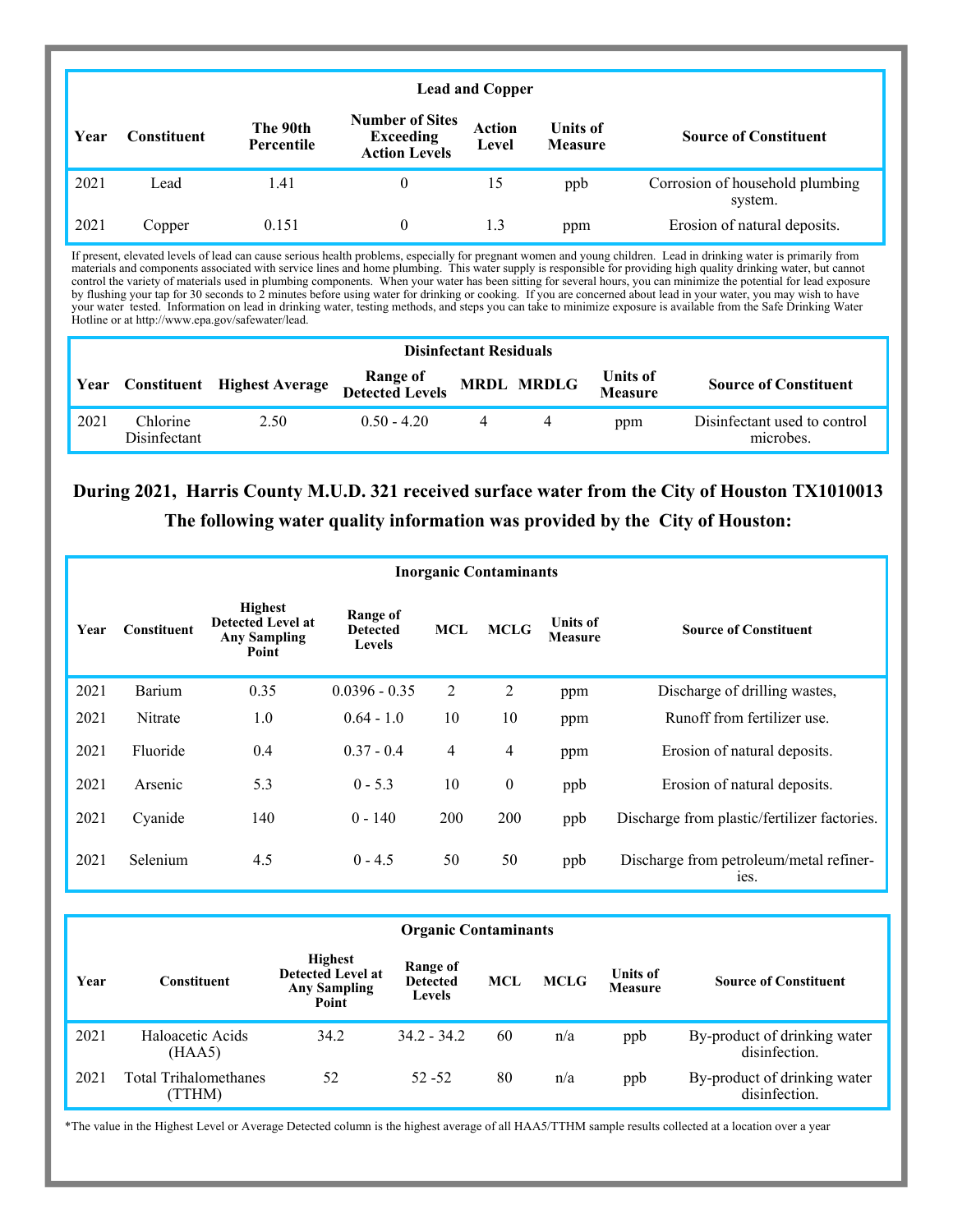| Lead and Copper | | | | | | |
|---|---|---|---|---|---|---|
| **Year** | **Constituent** | **The 90th Percentile** | **Number of Sites Exceeding Action Levels** | **Action Level** | **Units of Measure** | **Source of Constituent** |
| 2021 | Lead | 1.41 | 0 | 15 | ppb | Corrosion of household plumbing system. |
| 2021 | Copper | 0.151 | 0 | 1.3 | ppm | Erosion of natural deposits. |

If present, elevated levels of lead can cause serious health problems, especially for pregnant women and young children. Lead in drinking water is primarily from materials and components associated with service lines and home plumbing. This water supply is responsible for providing high quality drinking water, but cannot control the variety of materials used in plumbing components. When your water has been sitting for several hours, you can minimize the potential for lead exposure by flushing your tap for 30 seconds to 2 minutes before using water for drinking or cooking. If you are concerned about lead in your water, you may wish to have your water tested. Information on lead in drinking water, testing methods, and steps you can take to minimize exposure is available from the Safe Drinking Water Hotline or at http://www.epa.gov/safewater/lead.

| Disinfectant Residuals | | | | | | | |
|---|---|---|---|---|---|---|---|
| **Year** | **Constituent** | **Highest Average** | **Range of Detected Levels** | **MRDL** | **MRDLG** | **Units of Measure** | **Source of Constituent** |
| 2021 | Chlorine Disinfectant | 2.50 | 0.50 - 4.20 | 4 | 4 | ppm | Disinfectant used to control microbes. |

## During 2021, Harris County M.U.D. 321 received surface water from the City of Houston TX1010013

## The following water quality information was provided by the City of Houston:

| Inorganic Contaminants | | | | | | | |
|---|---|---|---|---|---|---|---|
| **Year** | **Constituent** | **Highest Detected Level at Any Sampling Point** | **Range of Detected Levels** | **MCL** | **MCLG** | **Units of Measure** | **Source of Constituent** |
| 2021 | Barium | 0.35 | 0.0396 - 0.35 | 2 | 2 | ppm | Discharge of drilling wastes, |
| 2021 | Nitrate | 1.0 | 0.64 - 1.0 | 10 | 10 | ppm | Runoff from fertilizer use. |
| 2021 | Fluoride | 0.4 | 0.37 - 0.4 | 4 | 4 | ppm | Erosion of natural deposits. |
| 2021 | Arsenic | 5.3 | 0 - 5.3 | 10 | 0 | ppb | Erosion of natural deposits. |
| 2021 | Cyanide | 140 | 0 - 140 | 200 | 200 | ppb | Discharge from plastic/fertilizer factories. |
| 2021 | Selenium | 4.5 | 0 - 4.5 | 50 | 50 | ppb | Discharge from petroleum/metal refineries. |

| Organic Contaminants | | | | | | | |
|---|---|---|---|---|---|---|---|
| **Year** | **Constituent** | **Highest Detected Level at Any Sampling Point** | **Range of Detected Levels** | **MCL** | **MCLG** | **Units of Measure** | **Source of Constituent** |
| 2021 | Haloacetic Acids (HAA5) | 34.2 | 34.2 - 34.2 | 60 | n/a | ppb | By-product of drinking water disinfection. |
| 2021 | Total Trihalomethanes (TTHM) | 52 | 52 -52 | 80 | n/a | ppb | By-product of drinking water disinfection. |

*The value in the Highest Level or Average Detected column is the highest average of all HAA5/TTHM sample results collected at a location over a year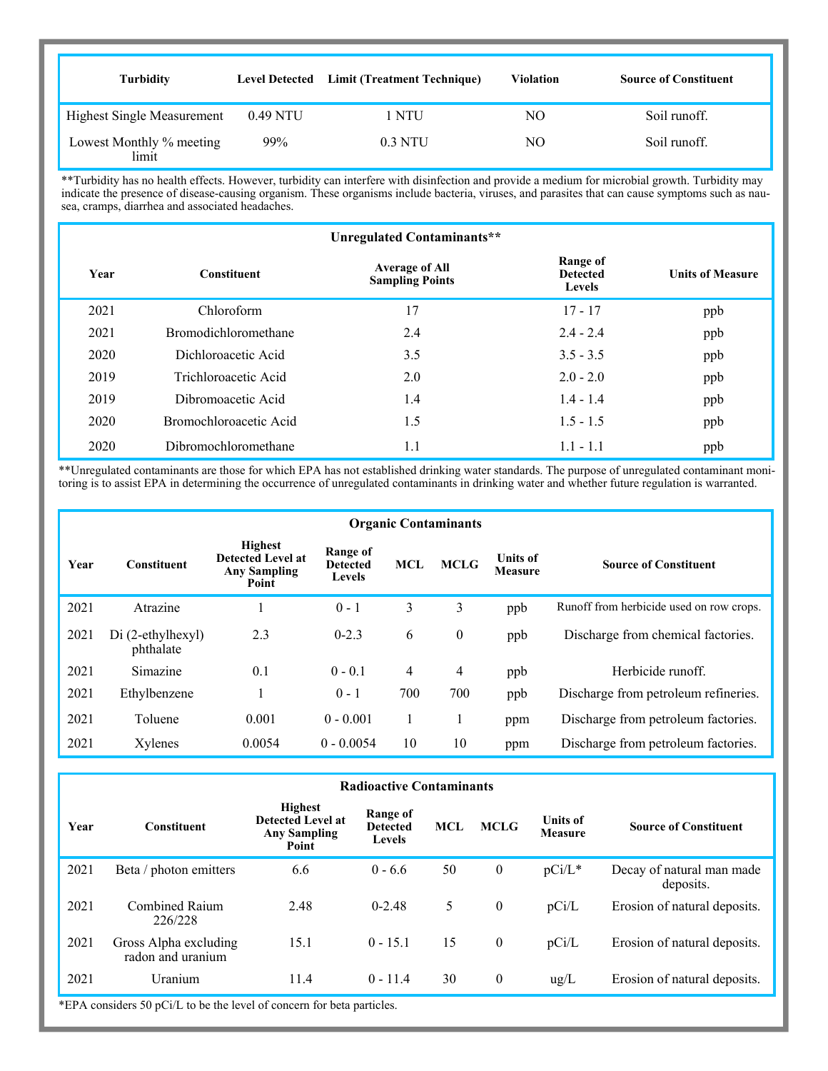| Turbidity | Level Detected | Limit (Treatment Technique) | Violation | Source of Constituent |
|---|---|---|---|---|
| Highest Single Measurement | 0.49 NTU | 1 NTU | NO | Soil runoff. |
| Lowest Monthly % meeting limit | 99% | 0.3 NTU | NO | Soil runoff. |

**Turbidity has no health effects. However, turbidity can interfere with disinfection and provide a medium for microbial growth. Turbidity may indicate the presence of disease-causing organism. These organisms include bacteria, viruses, and parasites that can cause symptoms such as nausea, cramps, diarrhea and associated headaches.

**Unregulated Contaminants****

| Year | Constituent | Average of All Sampling Points | Range of Detected Levels | Units of Measure |
|---|---|---|---|---|
| 2021 | Chloroform | 17 | 17 - 17 | ppb |
| 2021 | Bromodichloromethane | 2.4 | 2.4 - 2.4 | ppb |
| 2020 | Dichloroacetic Acid | 3.5 | 3.5 - 3.5 | ppb |
| 2019 | Trichloroacetic Acid | 2.0 | 2.0 - 2.0 | ppb |
| 2019 | Dibromoacetic Acid | 1.4 | 1.4 - 1.4 | ppb |
| 2020 | Bromochloroacetic Acid | 1.5 | 1.5 - 1.5 | ppb |
| 2020 | Dibromochloromethane | 1.1 | 1.1 - 1.1 | ppb |

**Unregulated contaminants are those for which EPA has not established drinking water standards. The purpose of unregulated contaminant monitoring is to assist EPA in determining the occurrence of unregulated contaminants in drinking water and whether future regulation is warranted.

**Organic Contaminants**

| Year | Constituent | Highest Detected Level at Any Sampling Point | Range of Detected Levels | MCL | MCLG | Units of Measure | Source of Constituent |
|---|---|---|---|---|---|---|---|
| 2021 | Atrazine | 1 | 0 - 1 | 3 | 3 | ppb | Runoff from herbicide used on row crops. |
| 2021 | Di (2-ethylhexyl) phthalate | 2.3 | 0-2.3 | 6 | 0 | ppb | Discharge from chemical factories. |
| 2021 | Simazine | 0.1 | 0 - 0.1 | 4 | 4 | ppb | Herbicide runoff. |
| 2021 | Ethylbenzene | 1 | 0 - 1 | 700 | 700 | ppb | Discharge from petroleum refineries. |
| 2021 | Toluene | 0.001 | 0 - 0.001 | 1 | 1 | ppm | Discharge from petroleum factories. |
| 2021 | Xylenes | 0.0054 | 0 - 0.0054 | 10 | 10 | ppm | Discharge from petroleum factories. |

**Radioactive Contaminants**

| Year | Constituent | Highest Detected Level at Any Sampling Point | Range of Detected Levels | MCL | MCLG | Units of Measure | Source of Constituent |
|---|---|---|---|---|---|---|---|
| 2021 | Beta / photon emitters | 6.6 | 0 - 6.6 | 50 | 0 | pCi/L* | Decay of natural man made deposits. |
| 2021 | Combined Raium 226/228 | 2.48 | 0-2.48 | 5 | 0 | pCi/L | Erosion of natural deposits. |
| 2021 | Gross Alpha excluding radon and uranium | 15.1 | 0 - 15.1 | 15 | 0 | pCi/L | Erosion of natural deposits. |
| 2021 | Uranium | 11.4 | 0 - 11.4 | 30 | 0 | ug/L | Erosion of natural deposits. |

*EPA considers 50 pCi/L to be the level of concern for beta particles.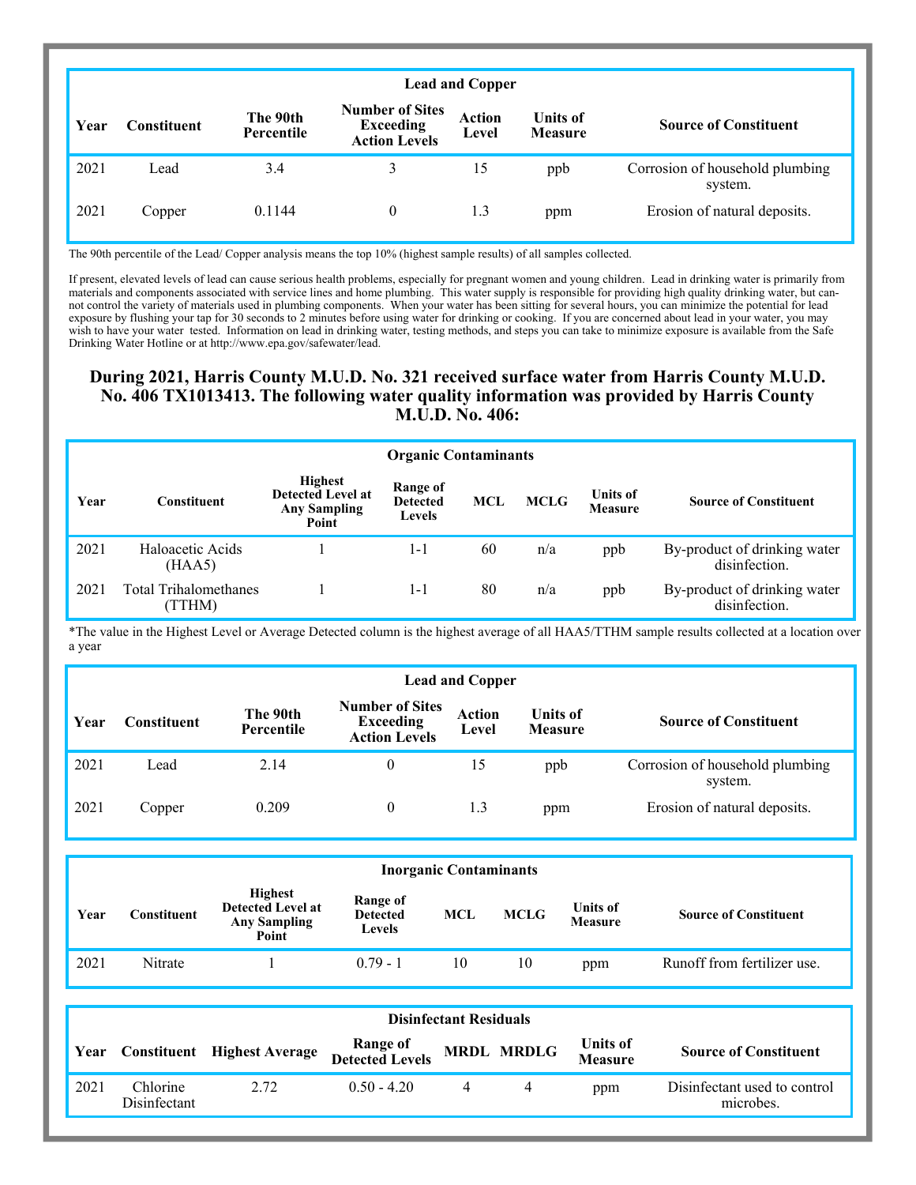| Lead and Copper | | | | | | |
|---|---|---|---|---|---|---|
| Year | Constituent | The 90th Percentile | Number of Sites Exceeding Action Levels | Action Level | Units of Measure | Source of Constituent |
| 2021 | Lead | 3.4 | 3 | 15 | ppb | Corrosion of household plumbing system. |
| 2021 | Copper | 0.1144 | 0 | 1.3 | ppm | Erosion of natural deposits. |

The 90th percentile of the Lead/ Copper analysis means the top 10% (highest sample results) of all samples collected.

If present, elevated levels of lead can cause serious health problems, especially for pregnant women and young children. Lead in drinking water is primarily from materials and components associated with service lines and home plumbing. This water supply is responsible for providing high quality drinking water, but cannot control the variety of materials used in plumbing components. When your water has been sitting for several hours, you can minimize the potential for lead exposure by flushing your tap for 30 seconds to 2 minutes before using water for drinking or cooking. If you are concerned about lead in your water, you may wish to have your water tested. Information on lead in drinking water, testing methods, and steps you can take to minimize exposure is available from the Safe Drinking Water Hotline or at http://www.epa.gov/safewater/lead.

## During 2021, Harris County M.U.D. No. 321 received surface water from Harris County M.U.D. No. 406 TX1013413. The following water quality information was provided by Harris County M.U.D. No. 406:

| Organic Contaminants | | | | | | | |
|---|---|---|---|---|---|---|---|
| Year | Constituent | Highest Detected Level at Any Sampling Point | Range of Detected Levels | MCL | MCLG | Units of Measure | Source of Constituent |
| 2021 | Haloacetic Acids (HAA5) | 1 | 1-1 | 60 | n/a | ppb | By-product of drinking water disinfection. |
| 2021 | Total Trihalomethanes (TTHM) | 1 | 1-1 | 80 | n/a | ppb | By-product of drinking water disinfection. |

*The value in the Highest Level or Average Detected column is the highest average of all HAA5/TTHM sample results collected at a location over a year

| Lead and Copper | | | | | | |
|---|---|---|---|---|---|---|
| Year | Constituent | The 90th Percentile | Number of Sites Exceeding Action Levels | Action Level | Units of Measure | Source of Constituent |
| 2021 | Lead | 2.14 | 0 | 15 | ppb | Corrosion of household plumbing system. |
| 2021 | Copper | 0.209 | 0 | 1.3 | ppm | Erosion of natural deposits. |

| Inorganic Contaminants | | | | | | | |
|---|---|---|---|---|---|---|---|
| Year | Constituent | Highest Detected Level at Any Sampling Point | Range of Detected Levels | MCL | MCLG | Units of Measure | Source of Constituent |
| 2021 | Nitrate | 1 | 0.79 - 1 | 10 | 10 | ppm | Runoff from fertilizer use. |

| Disinfectant Residuals | | | | | | | |
|---|---|---|---|---|---|---|---|
| Year | Constituent | Highest Average | Range of Detected Levels | MRDL | MRDLG | Units of Measure | Source of Constituent |
| 2021 | Chlorine Disinfectant | 2.72 | 0.50 - 4.20 | 4 | 4 | ppm | Disinfectant used to control microbes. |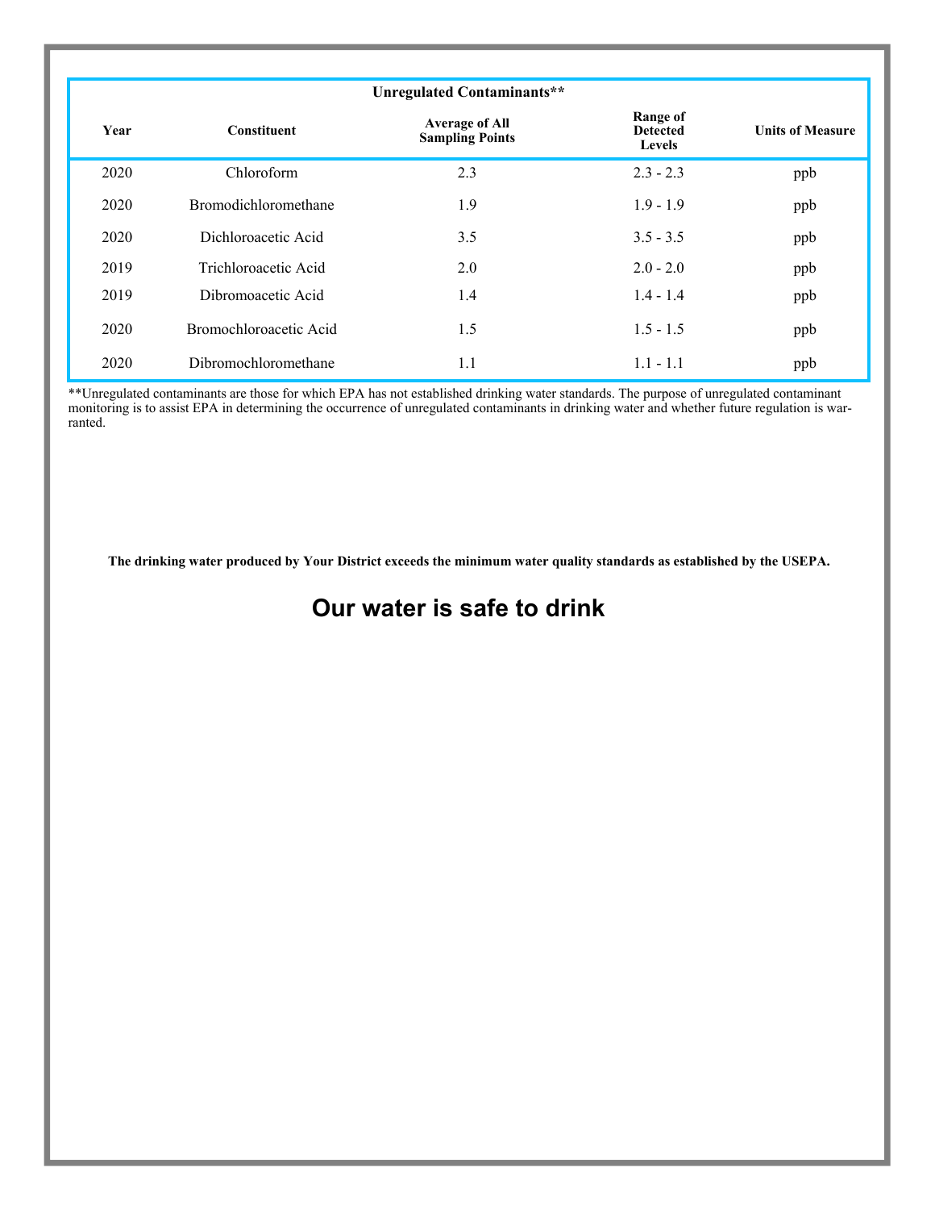| Unregulated Contaminants** | | | | |
|---|---|---|---|---|
| **Year** | **Constituent** | **Average of All Sampling Points** | **Range of Detected Levels** | **Units of Measure** |
| 2020 | Chloroform | 2.3 | 2.3 - 2.3 | ppb |
| 2020 | Bromodichloromethane | 1.9 | 1.9 - 1.9 | ppb |
| 2020 | Dichloroacetic Acid | 3.5 | 3.5 - 3.5 | ppb |
| 2019 | Trichloroacetic Acid | 2.0 | 2.0 - 2.0 | ppb |
| 2019 | Dibromoacetic Acid | 1.4 | 1.4 - 1.4 | ppb |
| 2020 | Bromochloroacetic Acid | 1.5 | 1.5 - 1.5 | ppb |
| 2020 | Dibromochloromethane | 1.1 | 1.1 - 1.1 | ppb |

**Unregulated contaminants are those for which EPA has not established drinking water standards. The purpose of unregulated contaminant monitoring is to assist EPA in determining the occurrence of unregulated contaminants in drinking water and whether future regulation is warranted.

**The drinking water produced by Your District exceeds the minimum water quality standards as established by the USEPA.**

## Our water is safe to drink